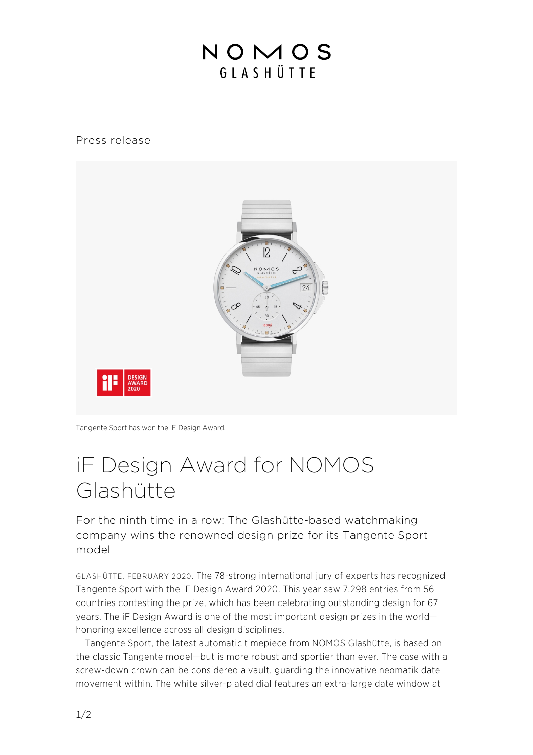NOMOS GLASHÜTTE

Press release

Tangente Sport has won the iF Design Award.

# iF Design Award for NOMOS Glashütte

## For the ninth time in a row: The Glashütte-based watchmaking company wins the renowned design prize for its Tangente Sport model

GLASHÜTTE, FEBRUARY 2020. The 78-strong international jury of experts has recognized Tangente Sport with the iF Design Award 2020. This year saw 7,298 entries from 56 countries contesting the prize, which has been celebrating outstanding design for 67 years. The iF Design Award is one of the most important design prizes in the world—honoring excellence across all design disciplines.

Tangente Sport, the latest automatic timepiece from NOMOS Glashütte, is based on the classic Tangente model—but is more robust and sportier than ever. The case with a screw-down crown can be considered a vault, guarding the innovative neomatik date movement within. The white silver-plated dial features an extra-large date window at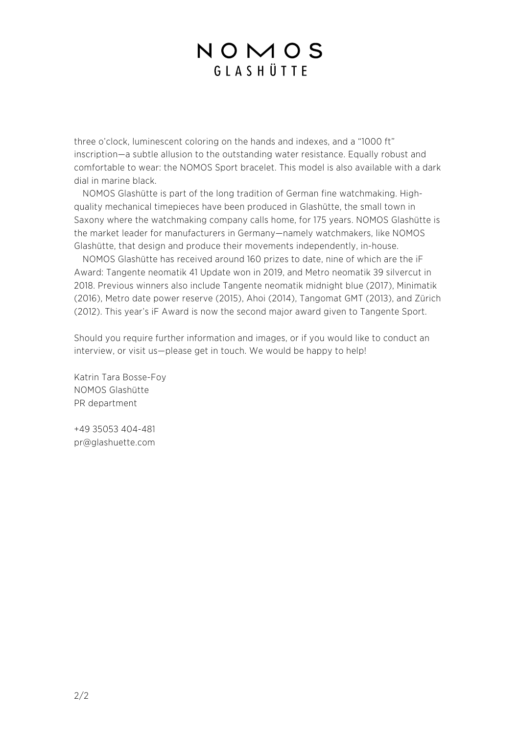three o'clock, luminescent coloring on the hands and indexes, and a "1000 ft" inscription—a subtle allusion to the outstanding water resistance. Equally robust and comfortable to wear: the NOMOS Sport bracelet. This model is also available with a dark dial in marine black.

NOMOS Glashütte is part of the long tradition of German fine watchmaking. High-quality mechanical timepieces have been produced in Glashütte, the small town in Saxony where the watchmaking company calls home, for 175 years. NOMOS Glashütte is the market leader for manufacturers in Germany—namely watchmakers, like NOMOS Glashütte, that design and produce their movements independently, in-house.

NOMOS Glashütte has received around 160 prizes to date, nine of which are the iF Award: Tangente neomatik 41 Update won in 2019, and Metro neomatik 39 silvercut in 2018. Previous winners also include Tangente neomatik midnight blue (2017), Minimatik (2016), Metro date power reserve (2015), Ahoi (2014), Tangomat GMT (2013), and Zürich (2012). This year's iF Award is now the second major award given to Tangente Sport.

Should you require further information and images, or if you would like to conduct an interview, or visit us—please get in touch. We would be happy to help!

Katrin Tara Bosse-Foy
NOMOS Glashütte
PR department

+49 35053 404-481
pr@glashuette.com